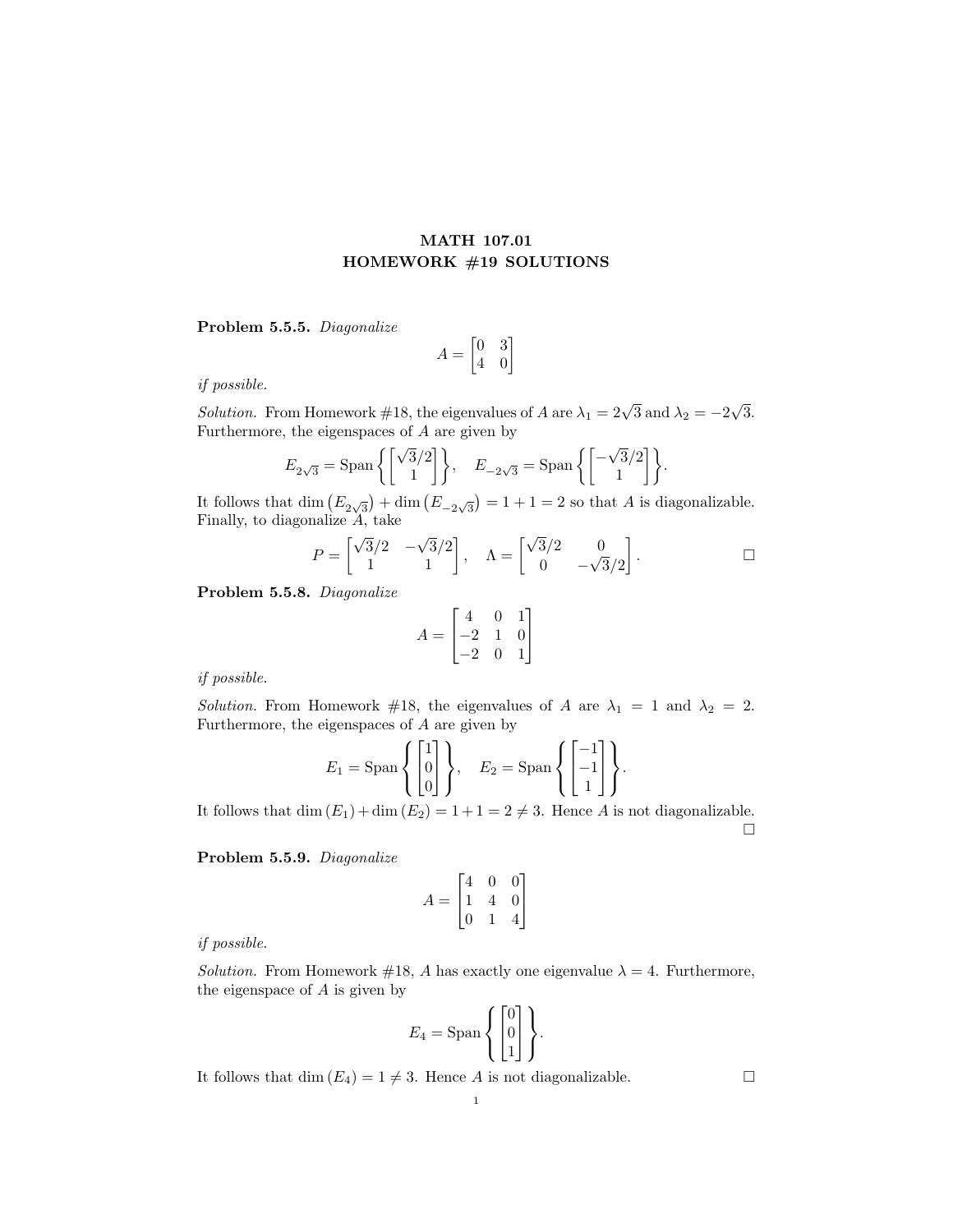# MATH 107.01
# HOMEWORK #19 SOLUTIONS

**Problem 5.5.5.** *Diagonalize*

$$A = \begin{bmatrix} 0 & 3 \\ 4 & 0 \end{bmatrix}$$

*if possible.*

*Solution.* From Homework #18, the eigenvalues of $A$ are $\lambda_1 = 2\sqrt{3}$ and $\lambda_2 = -2\sqrt{3}$. Furthermore, the eigenspaces of $A$ are given by

$$E_{2\sqrt{3}} = \text{Span}\left\{ \begin{bmatrix} \sqrt{3}/2 \\ 1 \end{bmatrix} \right\}, \quad E_{-2\sqrt{3}} = \text{Span}\left\{ \begin{bmatrix} -\sqrt{3}/2 \\ 1 \end{bmatrix} \right\}.$$

It follows that $\dim\left(E_{2\sqrt{3}}\right) + \dim\left(E_{-2\sqrt{3}}\right) = 1 + 1 = 2$ so that $A$ is diagonalizable. Finally, to diagonalize $A$, take

$$P = \begin{bmatrix} \sqrt{3}/2 & -\sqrt{3}/2 \\ 1 & 1 \end{bmatrix}, \quad \Lambda = \begin{bmatrix} \sqrt{3}/2 & 0 \\ 0 & -\sqrt{3}/2 \end{bmatrix}.$$

□

**Problem 5.5.8.** *Diagonalize*

$$A = \begin{bmatrix} 4 & 0 & 1 \\ -2 & 1 & 0 \\ -2 & 0 & 1 \end{bmatrix}$$

*if possible.*

*Solution.* From Homework #18, the eigenvalues of $A$ are $\lambda_1 = 1$ and $\lambda_2 = 2$. Furthermore, the eigenspaces of $A$ are given by

$$E_1 = \text{Span}\left\{ \begin{bmatrix} 1 \\ 0 \\ 0 \end{bmatrix} \right\}, \quad E_2 = \text{Span}\left\{ \begin{bmatrix} -1 \\ -1 \\ 1 \end{bmatrix} \right\}.$$

It follows that $\dim(E_1) + \dim(E_2) = 1 + 1 = 2 \neq 3$. Hence $A$ is not diagonalizable.

□

**Problem 5.5.9.** *Diagonalize*

$$A = \begin{bmatrix} 4 & 0 & 0 \\ 1 & 4 & 0 \\ 0 & 1 & 4 \end{bmatrix}$$

*if possible.*

*Solution.* From Homework #18, $A$ has exactly one eigenvalue $\lambda = 4$. Furthermore, the eigenspace of $A$ is given by

$$E_4 = \text{Span}\left\{ \begin{bmatrix} 0 \\ 0 \\ 1 \end{bmatrix} \right\}.$$

It follows that $\dim(E_4) = 1 \neq 3$. Hence $A$ is not diagonalizable. □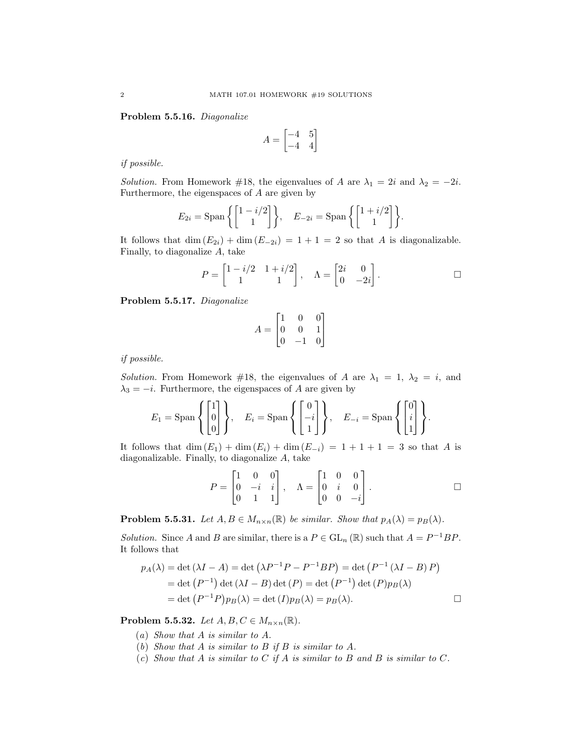**Problem 5.5.16.** *Diagonalize*

$$A = \begin{bmatrix} -4 & 5 \\ -4 & 4 \end{bmatrix}$$

*if possible.*

*Solution.* From Homework #18, the eigenvalues of $A$ are $\lambda_1 = 2i$ and $\lambda_2 = -2i$. Furthermore, the eigenspaces of $A$ are given by

$$E_{2i} = \operatorname{Span}\left\{ \begin{bmatrix} 1 - i/2 \\ 1 \end{bmatrix} \right\}, \quad E_{-2i} = \operatorname{Span}\left\{ \begin{bmatrix} 1 + i/2 \\ 1 \end{bmatrix} \right\}.$$

It follows that $\dim(E_{2i}) + \dim(E_{-2i}) = 1 + 1 = 2$ so that $A$ is diagonalizable. Finally, to diagonalize $A$, take

$$P = \begin{bmatrix} 1 - i/2 & 1 + i/2 \\ 1 & 1 \end{bmatrix}, \quad \Lambda = \begin{bmatrix} 2i & 0 \\ 0 & -2i \end{bmatrix}. \qquad \square$$

**Problem 5.5.17.** *Diagonalize*

$$A = \begin{bmatrix} 1 & 0 & 0 \\ 0 & 0 & 1 \\ 0 & -1 & 0 \end{bmatrix}$$

*if possible.*

*Solution.* From Homework #18, the eigenvalues of $A$ are $\lambda_1 = 1$, $\lambda_2 = i$, and $\lambda_3 = -i$. Furthermore, the eigenspaces of $A$ are given by

$$E_1 = \operatorname{Span}\left\{ \begin{bmatrix} 1 \\ 0 \\ 0 \end{bmatrix} \right\}, \quad E_i = \operatorname{Span}\left\{ \begin{bmatrix} 0 \\ -i \\ 1 \end{bmatrix} \right\}, \quad E_{-i} = \operatorname{Span}\left\{ \begin{bmatrix} 0 \\ i \\ 1 \end{bmatrix} \right\}.$$

It follows that $\dim(E_1) + \dim(E_i) + \dim(E_{-i}) = 1 + 1 + 1 = 3$ so that $A$ is diagonalizable. Finally, to diagonalize $A$, take

$$P = \begin{bmatrix} 1 & 0 & 0 \\ 0 & -i & i \\ 0 & 1 & 1 \end{bmatrix}, \quad \Lambda = \begin{bmatrix} 1 & 0 & 0 \\ 0 & i & 0 \\ 0 & 0 & -i \end{bmatrix}. \qquad \square$$

**Problem 5.5.31.** *Let $A, B \in M_{n\times n}(\mathbb{R})$ be similar. Show that $p_A(\lambda) = p_B(\lambda)$.*

*Solution.* Since $A$ and $B$ are similar, there is a $P \in \mathrm{GL}_n(\mathbb{R})$ such that $A = P^{-1}BP$. It follows that

$$\begin{aligned}
p_A(\lambda) &= \det(\lambda I - A) = \det\left(\lambda P^{-1}P - P^{-1}BP\right) = \det\left(P^{-1}(\lambda I - B)P\right) \\
&= \det\left(P^{-1}\right)\det(\lambda I - B)\det(P) = \det\left(P^{-1}\right)\det(P)p_B(\lambda) \\
&= \det\left(P^{-1}P\right)p_B(\lambda) = \det(I)p_B(\lambda) = p_B(\lambda).
\end{aligned} \qquad \square$$

**Problem 5.5.32.** *Let $A, B, C \in M_{n\times n}(\mathbb{R})$.*

(a) *Show that $A$ is similar to $A$.*
(b) *Show that $A$ is similar to $B$ if $B$ is similar to $A$.*
(c) *Show that $A$ is similar to $C$ if $A$ is similar to $B$ and $B$ is similar to $C$.*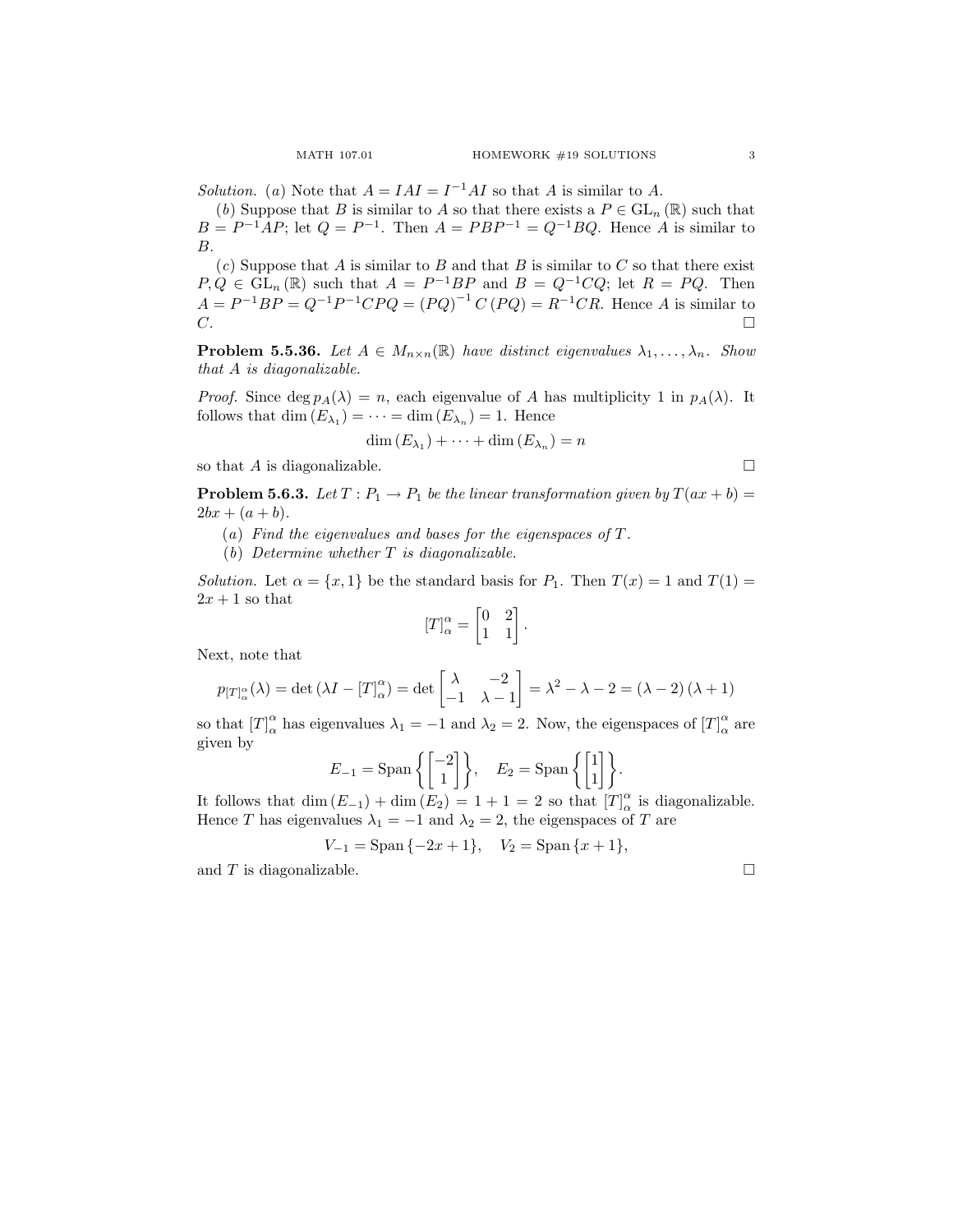*Solution.* (*a*) Note that $A = IAI = I^{-1}AI$ so that $A$ is similar to $A$.

(*b*) Suppose that $B$ is similar to $A$ so that there exists a $P \in \mathrm{GL}_n(\mathbb{R})$ such that $B = P^{-1}AP$; let $Q = P^{-1}$. Then $A = PBP^{-1} = Q^{-1}BQ$. Hence $A$ is similar to $B$.

(*c*) Suppose that $A$ is similar to $B$ and that $B$ is similar to $C$ so that there exist $P, Q \in \mathrm{GL}_n(\mathbb{R})$ such that $A = P^{-1}BP$ and $B = Q^{-1}CQ$; let $R = PQ$. Then $A = P^{-1}BP = Q^{-1}P^{-1}CPQ = (PQ)^{-1}C(PQ) = R^{-1}CR$. Hence $A$ is similar to $C$. □

**Problem 5.5.36.** *Let $A \in M_{n\times n}(\mathbb{R})$ have distinct eigenvalues $\lambda_1, \ldots, \lambda_n$. Show that $A$ is diagonalizable.*

*Proof.* Since $\deg p_A(\lambda) = n$, each eigenvalue of $A$ has multiplicity 1 in $p_A(\lambda)$. It follows that $\dim(E_{\lambda_1}) = \cdots = \dim(E_{\lambda_n}) = 1$. Hence

$$\dim(E_{\lambda_1}) + \cdots + \dim(E_{\lambda_n}) = n$$

so that $A$ is diagonalizable. □

**Problem 5.6.3.** *Let $T : P_1 \to P_1$ be the linear transformation given by $T(ax+b) = 2bx + (a+b)$.*

(*a*) *Find the eigenvalues and bases for the eigenspaces of $T$.*

(*b*) *Determine whether $T$ is diagonalizable.*

*Solution.* Let $\alpha = \{x, 1\}$ be the standard basis for $P_1$. Then $T(x) = 1$ and $T(1) = 2x + 1$ so that

$$[T]_\alpha^\alpha = \begin{bmatrix} 0 & 2 \\ 1 & 1 \end{bmatrix}.$$

Next, note that

$$p_{[T]_\alpha^\alpha}(\lambda) = \det\left(\lambda I - [T]_\alpha^\alpha\right) = \det\begin{bmatrix} \lambda & -2 \\ -1 & \lambda - 1 \end{bmatrix} = \lambda^2 - \lambda - 2 = (\lambda - 2)(\lambda + 1)$$

so that $[T]_\alpha^\alpha$ has eigenvalues $\lambda_1 = -1$ and $\lambda_2 = 2$. Now, the eigenspaces of $[T]_\alpha^\alpha$ are given by

$$E_{-1} = \mathrm{Span}\left\{\begin{bmatrix} -2 \\ 1 \end{bmatrix}\right\}, \quad E_2 = \mathrm{Span}\left\{\begin{bmatrix} 1 \\ 1 \end{bmatrix}\right\}.$$

It follows that $\dim(E_{-1}) + \dim(E_2) = 1 + 1 = 2$ so that $[T]_\alpha^\alpha$ is diagonalizable. Hence $T$ has eigenvalues $\lambda_1 = -1$ and $\lambda_2 = 2$, the eigenspaces of $T$ are

$$V_{-1} = \mathrm{Span}\{-2x + 1\}, \quad V_2 = \mathrm{Span}\{x + 1\},$$

and $T$ is diagonalizable. □